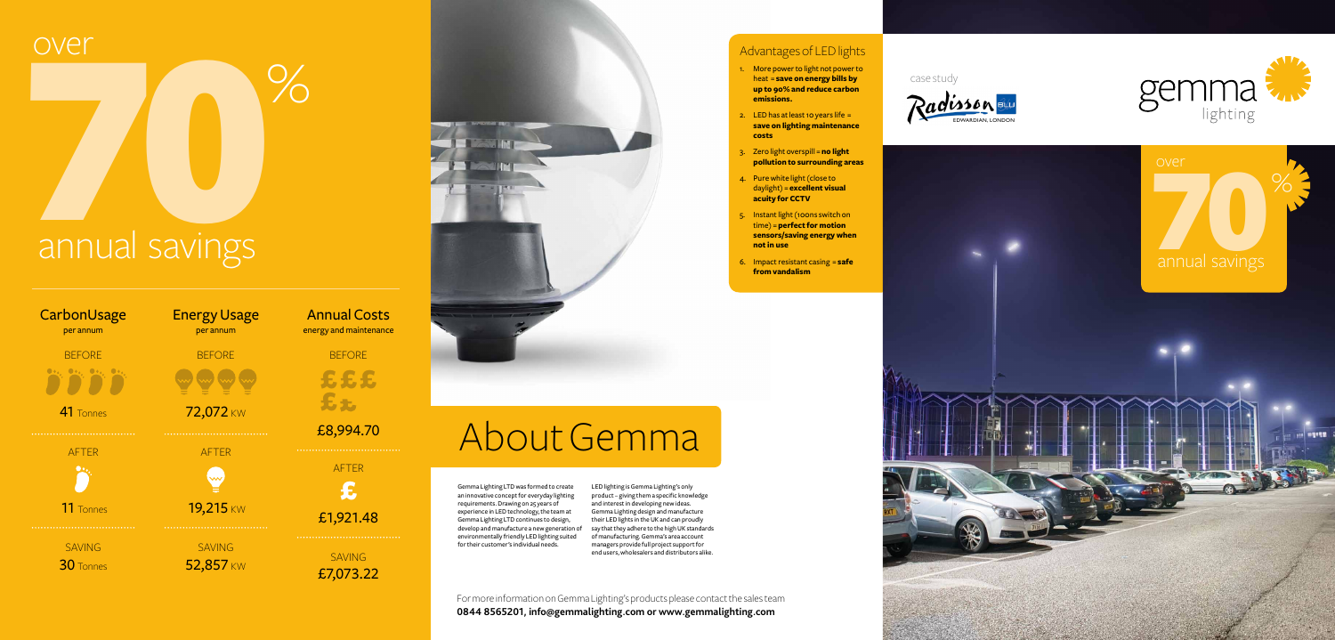over

# 70%

## annual savings

| CarbonUsage per annum | Energy Usage per annum | Annual Costs energy and maintenance |
|---|---|---|
| BEFORE | BEFORE | BEFORE |
| 41 Tonnes | 72,072 KW | £8,994.70 |
| AFTER | AFTER | AFTER |
| 11 Tonnes | 19,215 KW | £1,921.48 |
| SAVING | SAVING | SAVING |
| 30 Tonnes | 52,857 KW | £7,073.22 |

## About Gemma

Gemma Lighting LTD was formed to create an innovative concept for everyday lighting requirements. Drawing on 25 years of experience in LED technology, the team at Gemma Lighting LTD continues to design, develop and manufacture a new generation of environmentally friendly LED lighting suited for their customer's individual needs.

LED lighting is Gemma Lighting's only product – giving them a specific knowledge and interest in developing new ideas. Gemma Lighting design and manufacture their LED lights in the UK and can proudly say that they adhere to the high UK standards of manufacturing. Gemma's area account managers provide full project support for end users, wholesalers and distributors alike.

For more information on Gemma Lighting's products please contact the sales team
**0844 8565201, info@gemmalighting.com or www.gemmalighting.com**

### Advantages of LED lights

1. More power to light not power to heat = **save on energy bills by up to 90% and reduce carbon emissions.**
2. LED has at least 10 years life = **save on lighting maintenance costs**
3. Zero light overspill = **no light pollution to surrounding areas**
4. Pure white light (close to daylight) = **excellent visual acuity for CCTV**
5. Instant light (100ns switch on time) = **perfect for motion sensors/saving energy when not in use**
6. Impact resistant casing = **safe from vandalism**

case study

Radisson BLU EDWARDIAN, LONDON

gemma lighting

over

70%

annual savings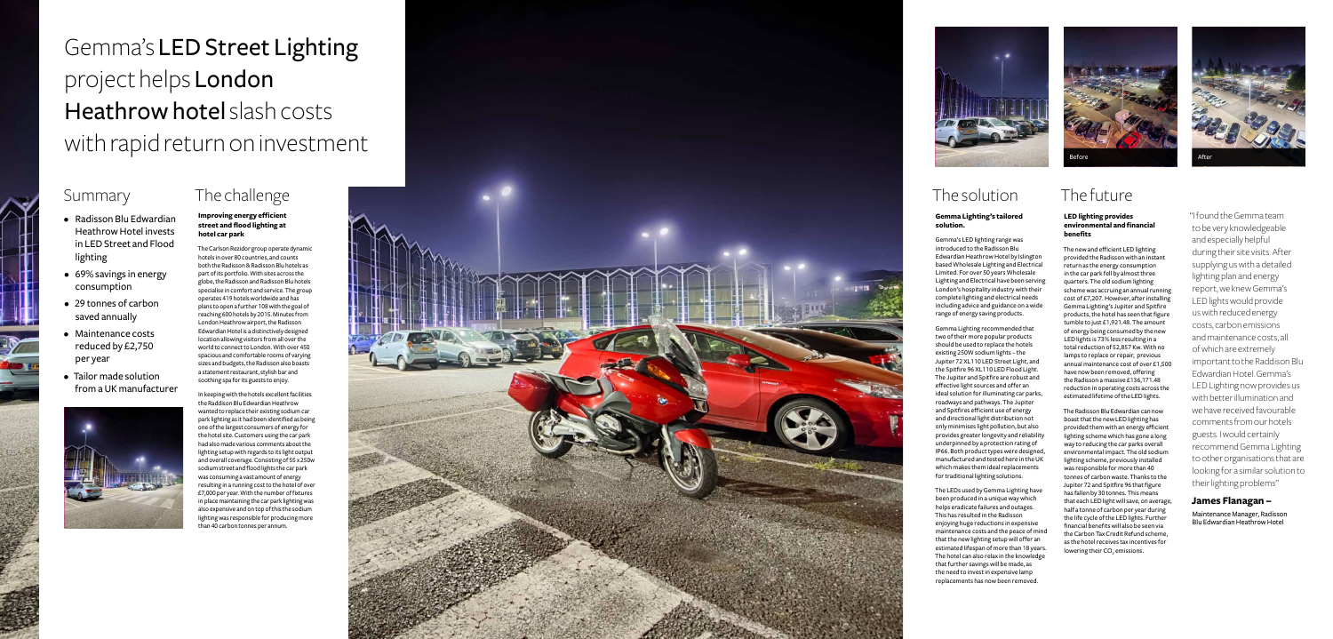# Gemma's LED Street Lighting project helps London Heathrow hotel slash costs with rapid return on investment

## Summary

- Radisson Blu Edwardian Heathrow Hotel invests in LED Street and Flood lighting
- 69% savings in energy consumption
- 29 tonnes of carbon saved annually
- Maintenance costs reduced by £2,750 per year
- Tailor made solution from a UK manufacturer

## The challenge

**Improving energy efficient street and flood lighting at hotel car park**

The Carlson Rezidor group operate dynamic hotels in over 80 countries, and counts both the Radisson & Radisson Blu hotels as part of its portfolio. With sites across the globe, the Radisson and Radisson Blu hotels specialise in comfort and service. The group operates 419 hotels worldwide and has plans to open a further 108 with the goal of reaching 600 hotels by 2015. Minutes from London Heathrow airport, the Radisson Edwardian Hotel is a distinctively designed location allowing visitors from all over the world to connect to London. With over 450 spacious and comfortable rooms of varying sizes and budgets, the Radisson also boasts a statement restaurant, stylish bar and soothing spa for its guests to enjoy.

In keeping with the hotels excellent facilities the Raddison Blu Edwardian Heathrow wanted to replace their existing sodium car park lighting as it had been identified as being one of the largest consumers of energy for the hotel site. Customers using the car park had also made various comments about the lighting setup with regards to its light output and overall coverage. Consisting of 55 x 250w sodium street and flood lights the car park was consuming a vast amount of energy resulting in a running cost to the hotel of over £7,000 per year. With the number of fixtures in place maintaining the car park lighting was also expensive and on top of this the sodium lighting was responsible for producing more than 40 carbon tonnes per annum.

## The solution

**Gemma Lighting's tailored solution.**

Gemma's LED lighting range was introduced to the Radisson Blu Edwardian Heathrow Hotel by Islington based Wholesale Lighting and Electrical Limited. For over 50 years Wholesale Lighting and Electrical have been serving London's hospitality industry with their complete lighting and electrical needs including advice and guidance on a wide range of energy saving products.

Gemma Lighting recommended that two of their more popular products should be used to replace the hotels existing 250W sodium lights – the Jupiter 72 XL110 LED Street Light, and the Spitfire 96 XL110 LED Flood Light. The Jupiter and Spitfire are robust and effective light sources and offer an ideal solution for illuminating car parks, roadways and pathways. The Jupiter and Spitfires efficient use of energy and directional light distribution not only minimises light pollution, but also provides greater longevity and reliability underpinned by a protection rating of IP66. Both product types were designed, manufactured and tested here in the UK which makes them ideal replacements for traditional lighting solutions.

The LEDs used by Gemma Lighting have been produced in a unique way which helps eradicate failures and outages. This has resulted in the Radisson enjoying huge reductions in expensive maintenance costs and the peace of mind that the new lighting setup will offer an estimated lifespan of more than 18 years. The hotel can also relax in the knowledge that further savings will be made, as the need to invest in expensive lamp replacements has now been removed.

Before

After

## The future

**LED lighting provides environmental and financial benefits**

The new and efficient LED lighting provided the Radisson with an instant return as the energy consumption in the car park fell by almost three quarters. The old sodium lighting scheme was accruing an annual running cost of £7,207. However, after installing Gemma Lighting's Jupiter and Spitfire products, the hotel has seen that figure tumble to just £1,921.48. The amount of energy being consumed by the new LED lights is 73% less resulting in a total reduction of 52,857 Kw. With no lamps to replace or repair, previous annual maintenance cost of over £1,500 have now been removed, offering the Radisson a massive £136,171.48 reduction in operating costs across the estimated lifetime of the LED lights.

The Radisson Blu Edwardian can now boast that the new LED lighting has provided them with an energy efficient lighting scheme which has gone a long way to reducing the car parks overall environmental impact. The old sodium lighting scheme, previously installed was responsible for more than 40 tonnes of carbon waste. Thanks to the Jupiter 72 and Spitfire 96 that figure has fallen by 30 tonnes. This means that each LED light will save, on average, half a tonne of carbon per year during the life cycle of the LED lights. Further financial benefits will also be seen via the Carbon Tax Credit Refund scheme, as the hotel receives tax incentives for lowering their $CO_2$ emissions.

"I found the Gemma team to be very knowledgeable and especially helpful during their site visits. After supplying us with a detailed lighting plan and energy report, we knew Gemma's LED lights would provide us with reduced energy costs, carbon emissions and maintenance costs, all of which are extremely important to the Raddison Blu Edwardian Hotel. Gemma's LED Lighting now provides us with better illumination and we have received favourable comments from our hotels guests. I would certainly recommend Gemma Lighting to other organisations that are looking for a similar solution to their lighting problems"

**James Flanagan –**

Maintenance Manager, Radisson Blu Edwardian Heathrow Hotel